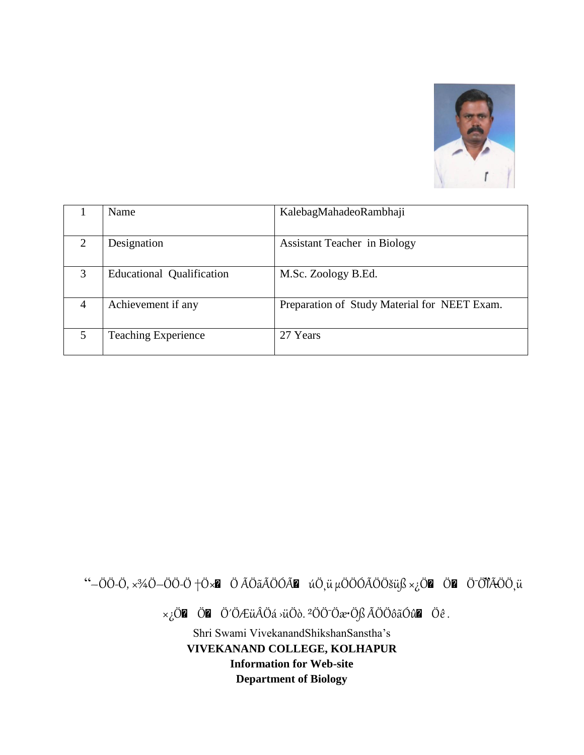| 1 | Name | KalebagMahadeoRambhaji |
|---|---|---|
| 2 | Designation | Assistant Teacher in Biology |
| 3 | Educational Qualification | M.Sc. Zoology B.Ed. |
| 4 | Achievement if any | Preparation of Study Material for NEET Exam. |
| 5 | Teaching Experience | 27 Years |

“–ÖÖ-Ö, ×¾Ö–ÖÖ-Ö †Ö×� Ö ÃÖãÃÖÓÃ� úÖ¸ü µÖÖÓÃÖÖšüß ×¿Ö� Ö� Ö¯ÖÏ¸ÃÖÖ¸ü

×¿Ö� Ö� Ö´ÖÆüÂÖá ›üÖò. ²ÖÖ¯Öæ•Öß ÃÖÖôãÓû� Öê .

Shri Swami VivekanandShikshanSanstha’s

**VIVEKANAND COLLEGE, KOLHAPUR**

**Information for Web-site**

**Department of Biology**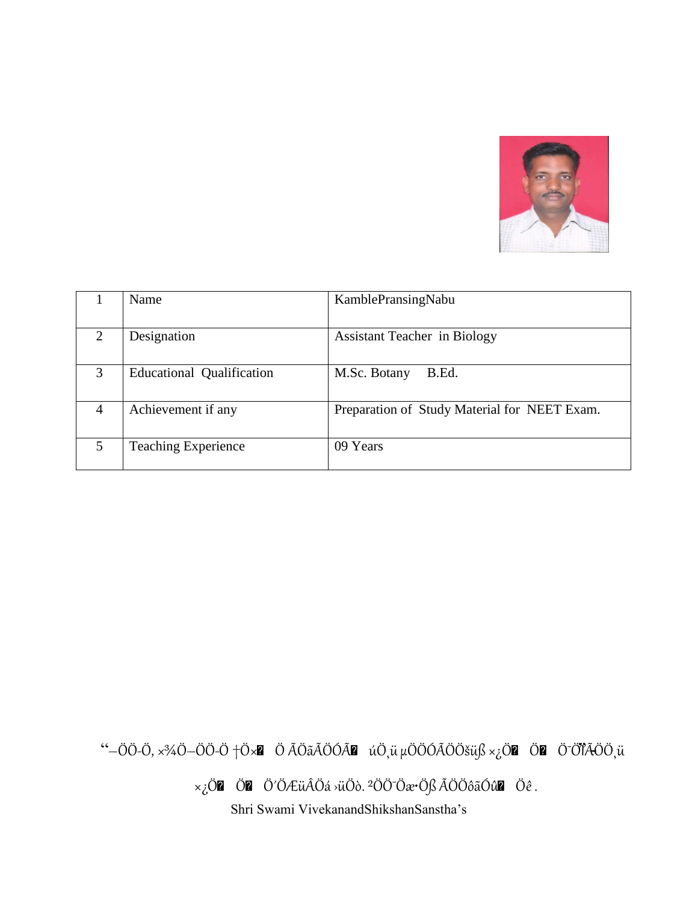| 1 | Name | KamblePransingNabu |
|---|---|---|
| 2 | Designation | Assistant Teacher in Biology |
| 3 | Educational Qualification | M.Sc. Botany B.Ed. |
| 4 | Achievement if any | Preparation of Study Material for NEET Exam. |
| 5 | Teaching Experience | 09 Years |

"–ÖÖ-Ö, ×¾Ö–ÖÖ-Ö †Ö×� Ö ÃÖãÃÖÖÓÃ� úÖ¸ü µÖÖÖÓÃÖÖšüß ×¿Ö� Ö� Ö¯ÖÏÃÖÖ¸ü

×¿Ö� Ö� Ö´ÖÆüÂÖá ›üÖò. ²ÖÖ¯Öæ•Öß ÃÖÖôãÓû� Öê .

Shri Swami VivekanandShikshanSanstha's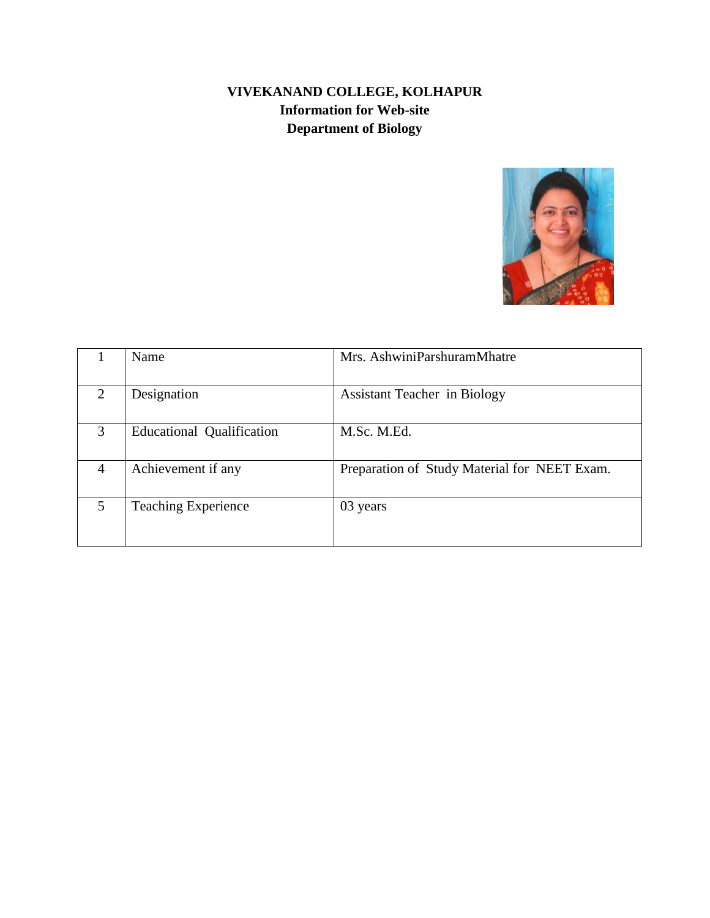**VIVEKANAND COLLEGE, KOLHAPUR**
**Information for Web-site**
**Department of Biology**

| 1 | Name | Mrs. AshwiniParshuramMhatre |
|---|---|---|
| 2 | Designation | Assistant Teacher in Biology |
| 3 | Educational Qualification | M.Sc. M.Ed. |
| 4 | Achievement if any | Preparation of Study Material for NEET Exam. |
| 5 | Teaching Experience | 03 years |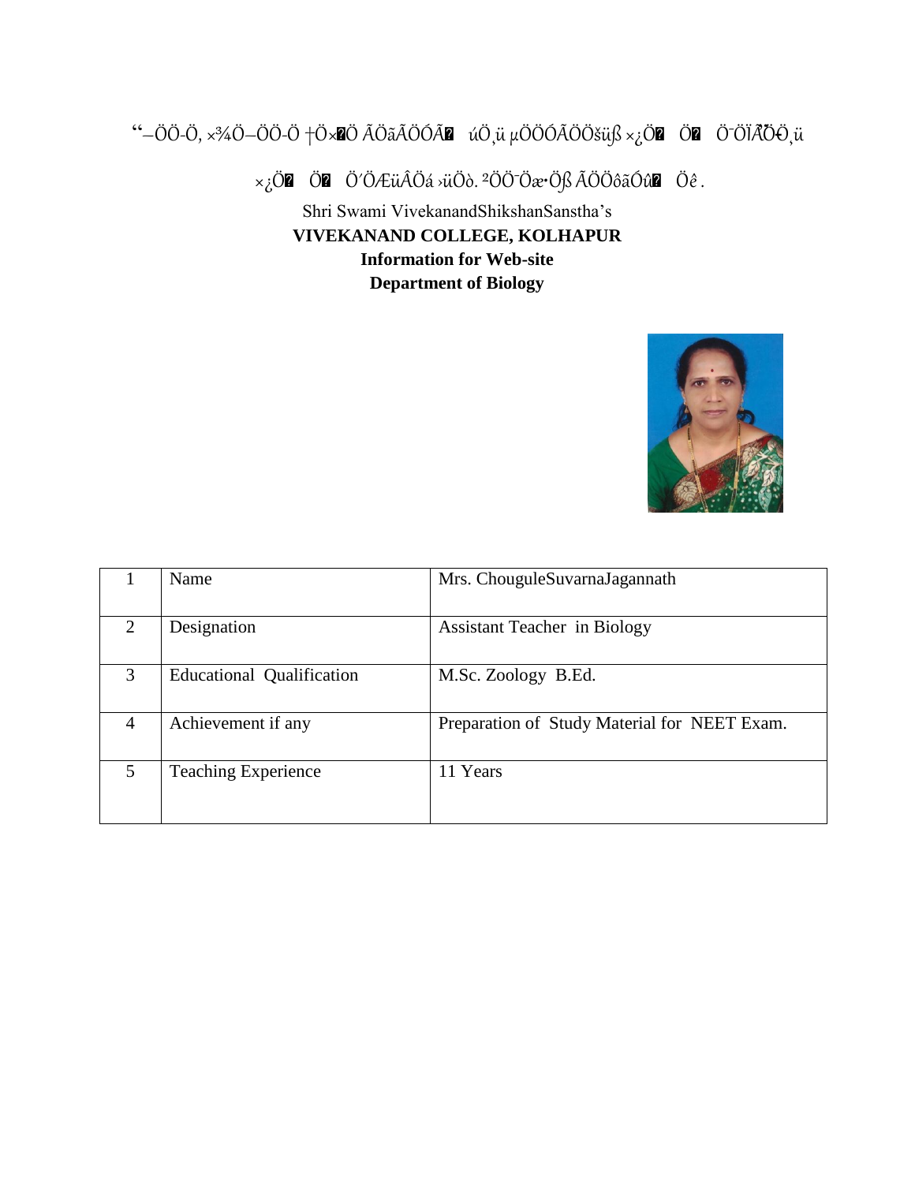“–ÖÖ-Ö, ×¾Ö–ÖÖ-Ö †Ö×�Ö ÃÖãÃÖÖÓÃ� úÖ¸ü µÖÖÖÓÃÖÖšüß ×¿Ö� Ö� Ö¯ÖÏÃÖÖ¸ü

×¿Ö� Ö� Ö´ÖÆüÂÖá ›üÖò. ²ÖÖ¯Öæ•Öß ÃÖÖôãÓÖû� Öê .

Shri Swami VivekanandShikshanSanstha’s

**VIVEKANAND COLLEGE, KOLHAPUR**

**Information for Web-site**

**Department of Biology**

| 1 | Name | Mrs. ChouguleSuvarnaJagannath |
|---|---|---|
| 2 | Designation | Assistant Teacher in Biology |
| 3 | Educational Qualification | M.Sc. Zoology B.Ed. |
| 4 | Achievement if any | Preparation of Study Material for NEET Exam. |
| 5 | Teaching Experience | 11 Years |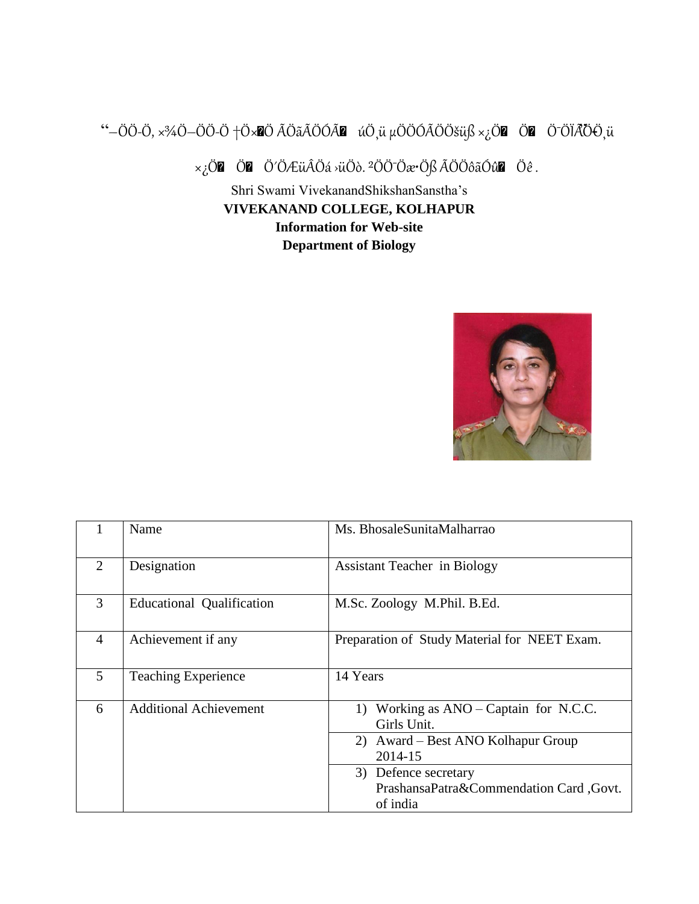“–ÖÖ-Ö¸ ×¾Ö–ÖÖ-Ö †Ö×�Ö ÃÖãÃÖÖÓÃ� úÖ¸ü µÖÖÖÓÃÖÖšüß ×¿Ö� Ö� Ö¯ÖÏÃ̄Ö̂-Ö¸ü

×¿Ö� Ö� Ö´ÖÆüÂÖá ›üÖò. ²ÖÖ¯Öæ•Öß ÃÖÖôãÓû� Öê .

Shri Swami VivekanandShikshanSanstha’s

**VIVEKANAND COLLEGE, KOLHAPUR**

**Information for Web-site**

**Department of Biology**

| 1 | Name | Ms. BhosaleSunitaMalharrao |
|---|---|---|
| 2 | Designation | Assistant Teacher in Biology |
| 3 | Educational Qualification | M.Sc. Zoology M.Phil. B.Ed. |
| 4 | Achievement if any | Preparation of Study Material for NEET Exam. |
| 5 | Teaching Experience | 14 Years |
| 6 | Additional Achievement | 1) Working as ANO – Captain for N.C.C. Girls Unit. |
| | | 2) Award – Best ANO Kolhapur Group 2014-15 |
| | | 3) Defence secretary PrashansaPatra&Commendation Card ,Govt. of india |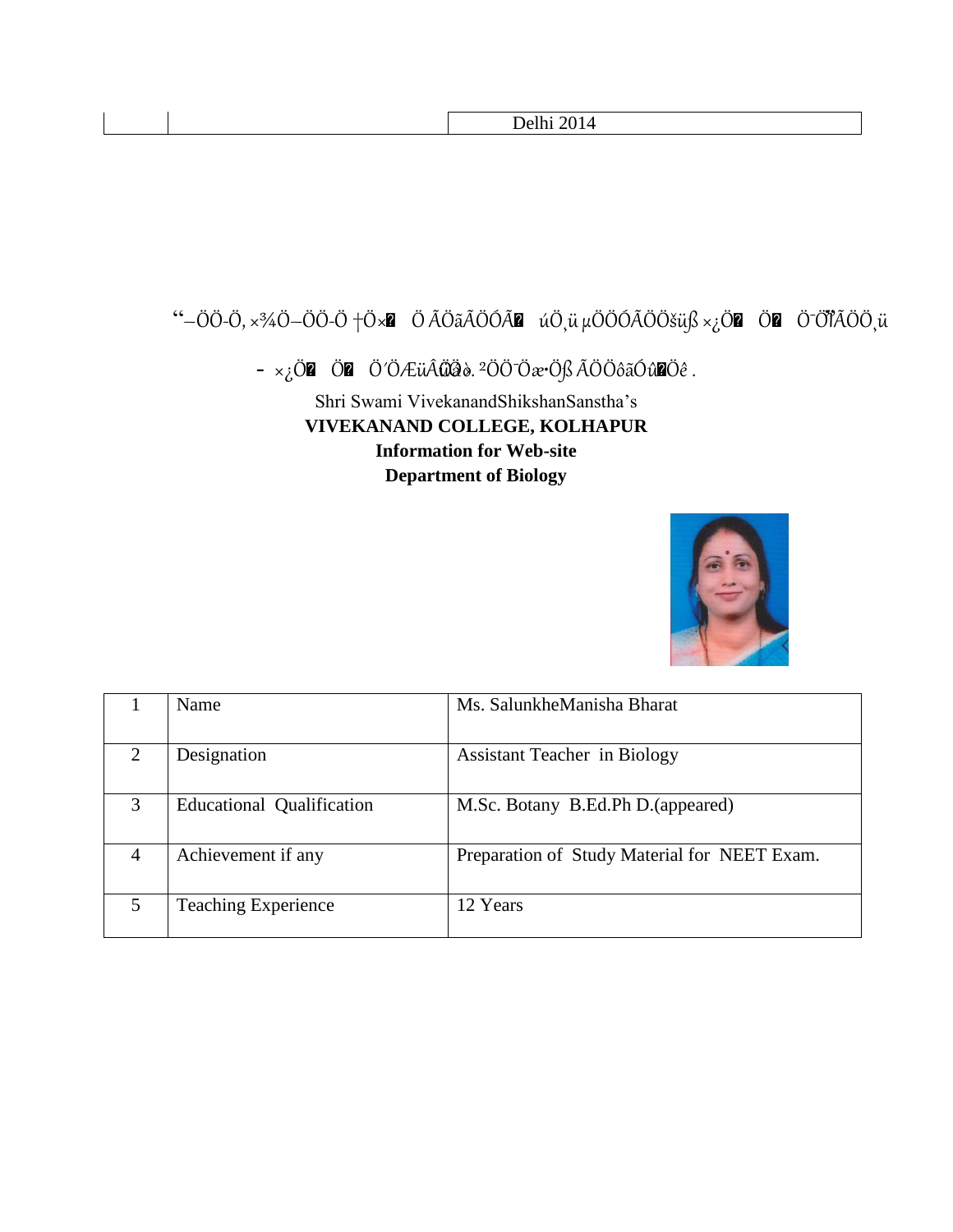| | | Delhi 2014 |
|---|---|---|

“–ÖÖ-Ö, ×¾Ö–ÖÖ-Ö †Ö× Ö ÃÖãÃÖÓÃ úÖ¸ü µÖÖÓÃÖÖšüß ×¿Ö Ö ÖŸÎÃÖÖ¸ü

- ×¿Ö Ö Ö´ÖÆüÂÖÛ×ò. ²ÖÖ¯Öæ•Öß ÃÖÖôãÓû Öê .

Shri Swami VivekanandShikshanSanstha's

**VIVEKANAND COLLEGE, KOLHAPUR**

**Information for Web-site**

**Department of Biology**

| 1 | Name | Ms. SalunkheManisha Bharat |
|---|---|---|
| 2 | Designation | Assistant Teacher in Biology |
| 3 | Educational Qualification | M.Sc. Botany B.Ed.Ph D.(appeared) |
| 4 | Achievement if any | Preparation of Study Material for NEET Exam. |
| 5 | Teaching Experience | 12 Years |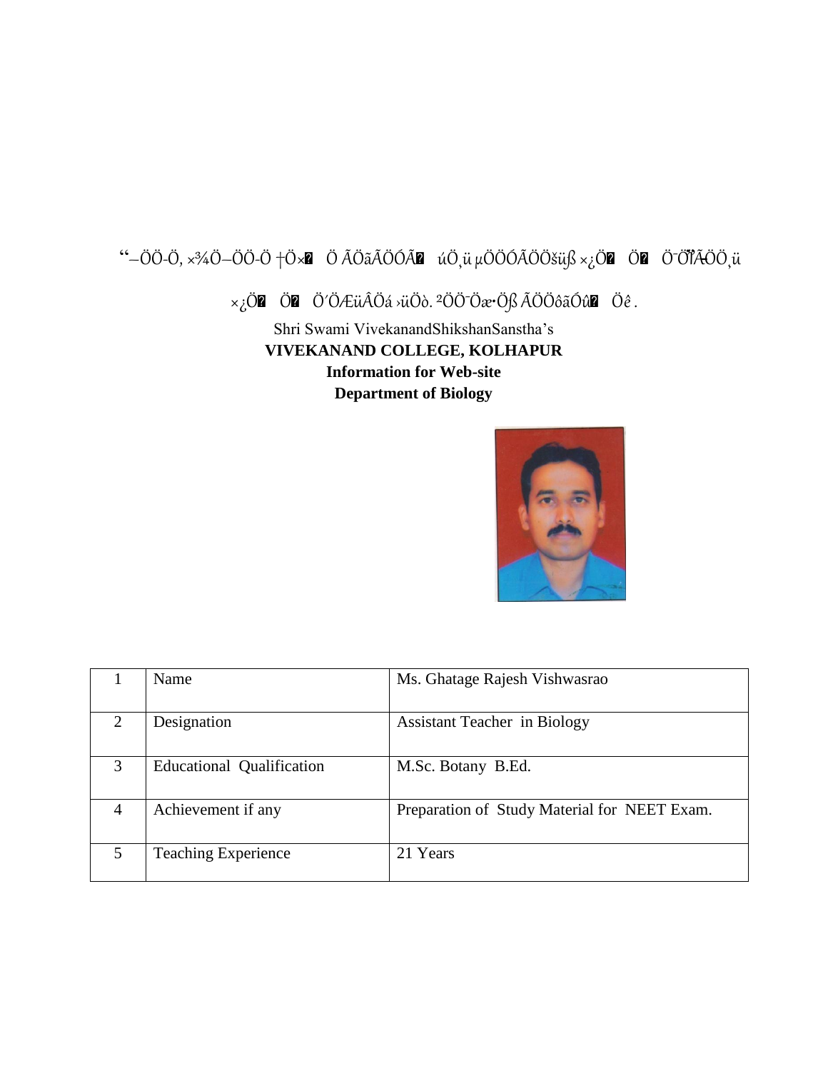“–ÖÖ-Ö, ×¾Ö–ÖÖ-Ö †Ö×� Ö ÃÖãÃÖÖÓÃ� úÖ¸ü µÖÖÖÓÃÖÖšüß ×¿Ö� Ö� Ö¯ÖÏÃÖÖ¸ü

×¿Ö� Ö� Ö′ÖÆüÂÖá ›üÖò. ²ÖÖ¯Öæ•Öß ÃÖÖôãÓû� Öê .

Shri Swami VivekanandShikshanSanstha’s

**VIVEKANAND COLLEGE, KOLHAPUR**

**Information for Web-site**

**Department of Biology**

| 1 | Name | Ms. Ghatage Rajesh Vishwasrao |
|---|---|---|
| 2 | Designation | Assistant Teacher in Biology |
| 3 | Educational Qualification | M.Sc. Botany B.Ed. |
| 4 | Achievement if any | Preparation of Study Material for NEET Exam. |
| 5 | Teaching Experience | 21 Years |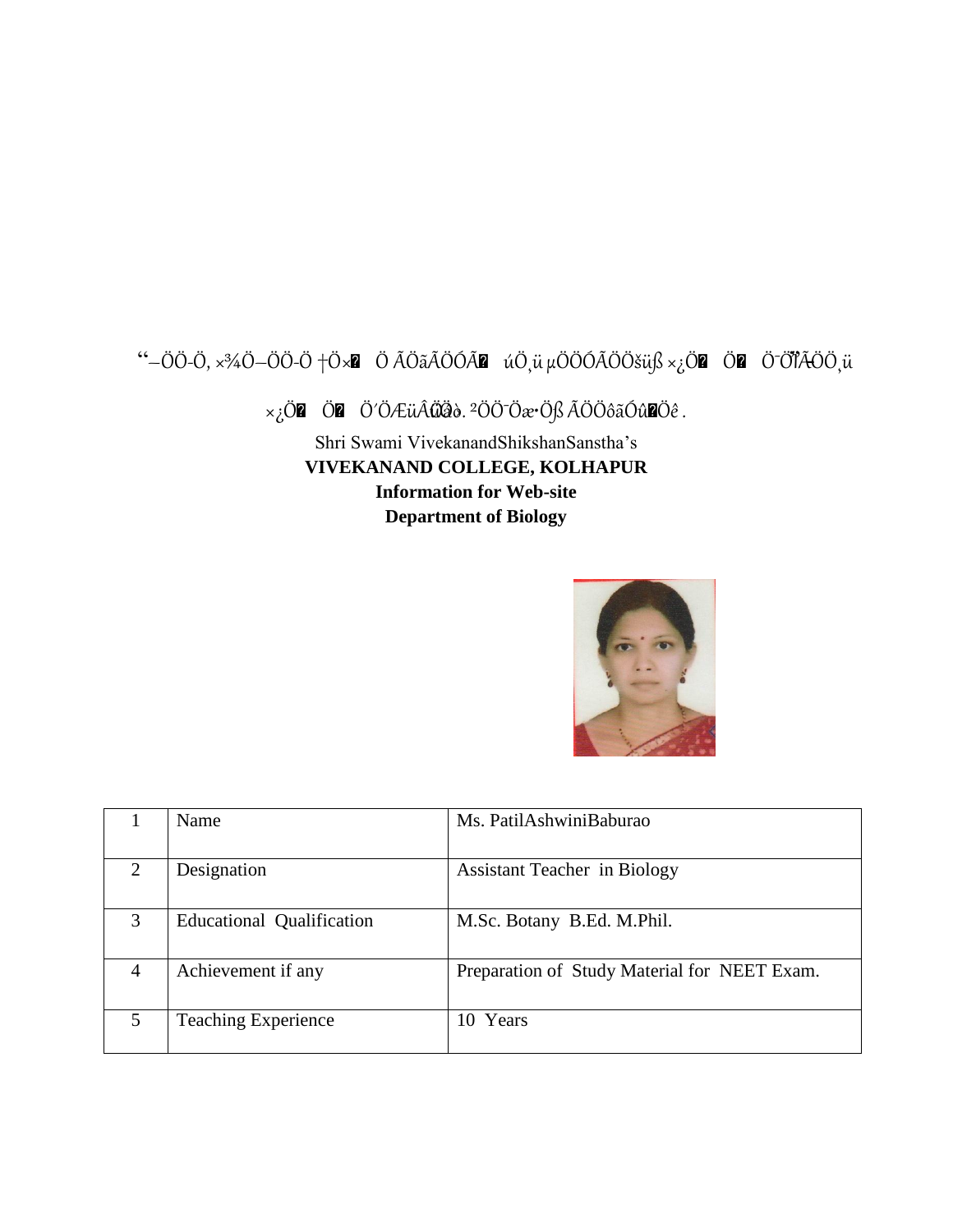“–ÖÖ-Ö, ×¾Ö–ÖÖ-Ö †Ö×� Ö ÃÖãÃÖÓÃ� úÖ¸ü µÖÖÓÃÖÖšüß ×¿Ö� Ö� Ö¯ÖÏÃÖÖ¸ü

×¿Ö� Ö� Ö´ÖÆüÂÖûÖè. ²ÖÖ¯Öæ•Öß ÃÖÖôãÓû�Öê .

Shri Swami VivekanandShikshanSanstha's

**VIVEKANAND COLLEGE, KOLHAPUR**

**Information for Web-site**

**Department of Biology**

| | | |
|---|---|---|
| 1 | Name | Ms. PatilAshwiniBaburao |
| 2 | Designation | Assistant Teacher in Biology |
| 3 | Educational Qualification | M.Sc. Botany B.Ed. M.Phil. |
| 4 | Achievement if any | Preparation of Study Material for NEET Exam. |
| 5 | Teaching Experience | 10 Years |